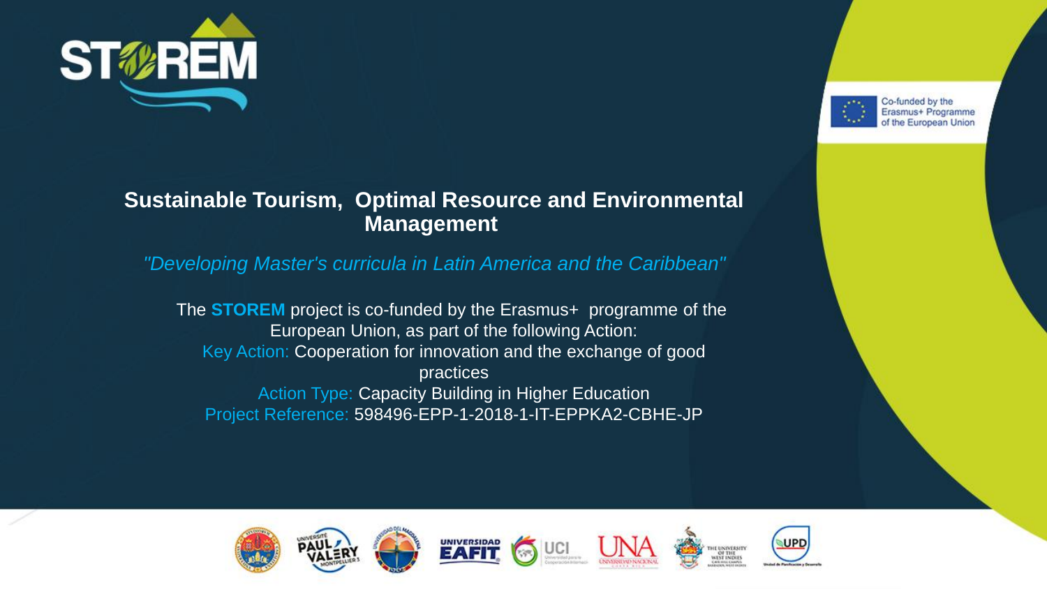# Sustainable Tourism, Optimal Resource and Environmental Management

*"Developing Master's curricula in Latin America and the Caribbean"*

The **STOREM** project is co-funded by the Erasmus+ programme of the European Union, as part of the following Action:

Key Action: Cooperation for innovation and the exchange of good practices

Action Type: Capacity Building in Higher Education

Project Reference: 598496-EPP-1-2018-1-IT-EPPKA2-CBHE-JP

Co-funded by the Erasmus+ Programme of the European Union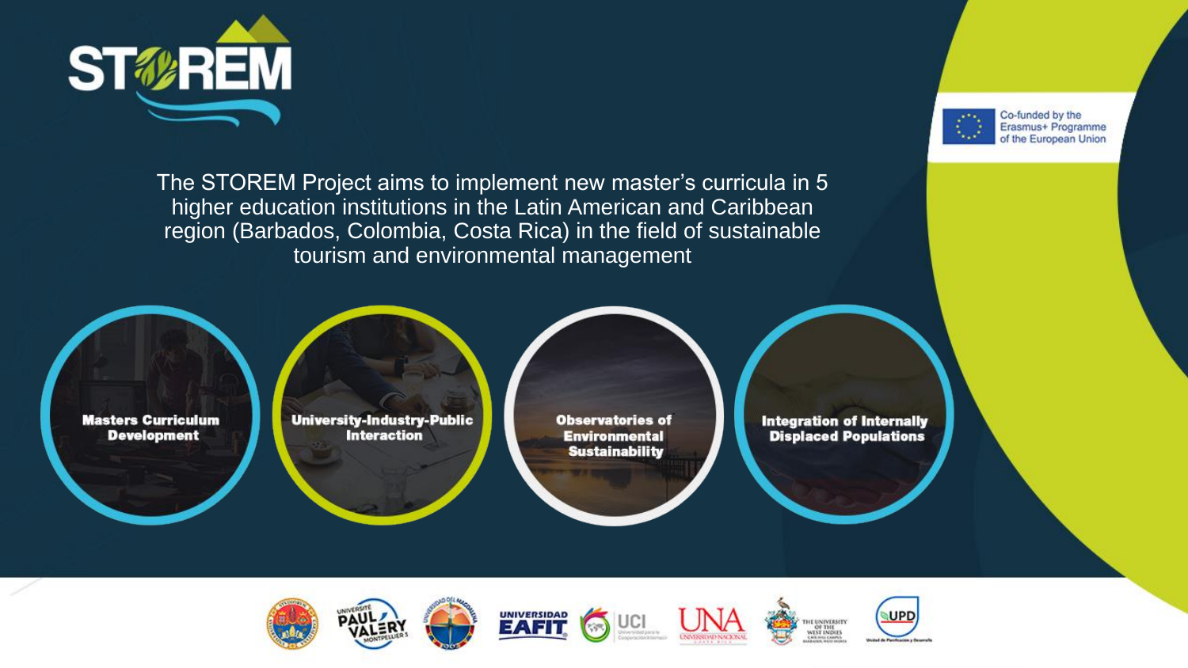# STOREM

Co-funded by the Erasmus+ Programme of the European Union

The STOREM Project aims to implement new master's curricula in 5 higher education institutions in the Latin American and Caribbean region (Barbados, Colombia, Costa Rica) in the field of sustainable tourism and environmental management

- **Masters Curriculum Development**
- **University-Industry-Public Interaction**
- **Observatories of Environmental Sustainability**
- **Integration of Internally Displaced Populations**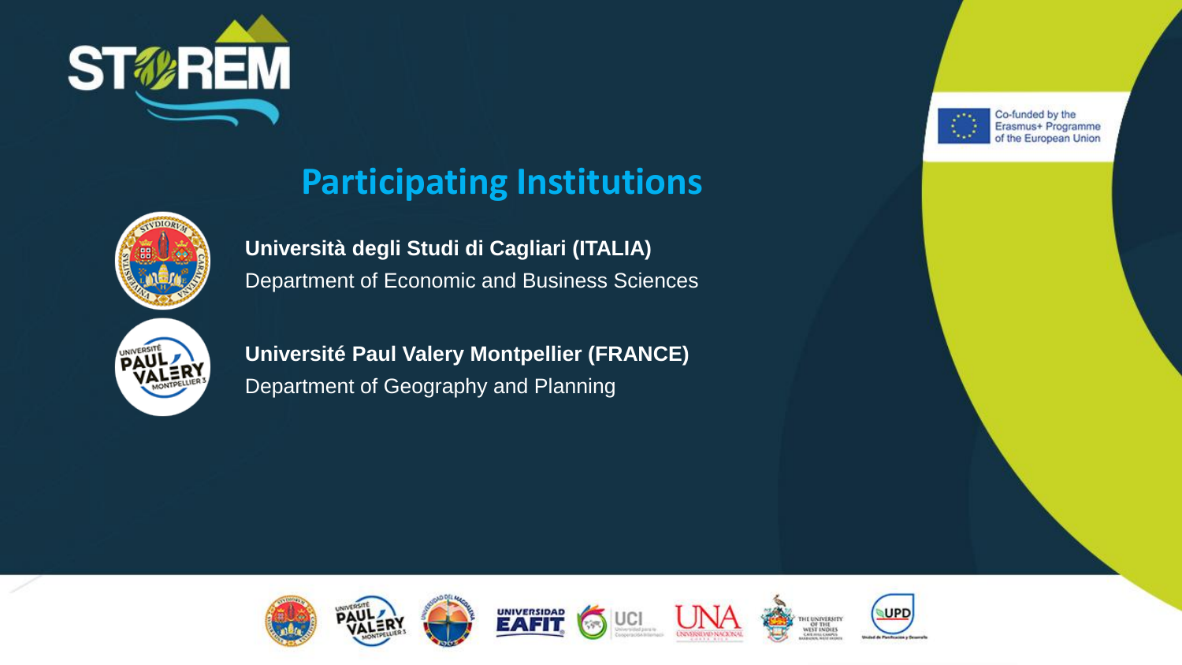## Participating Institutions

**Università degli Studi di Cagliari (ITALIA)**
Department of Economic and Business Sciences

**Université Paul Valery Montpellier (FRANCE)**
Department of Geography and Planning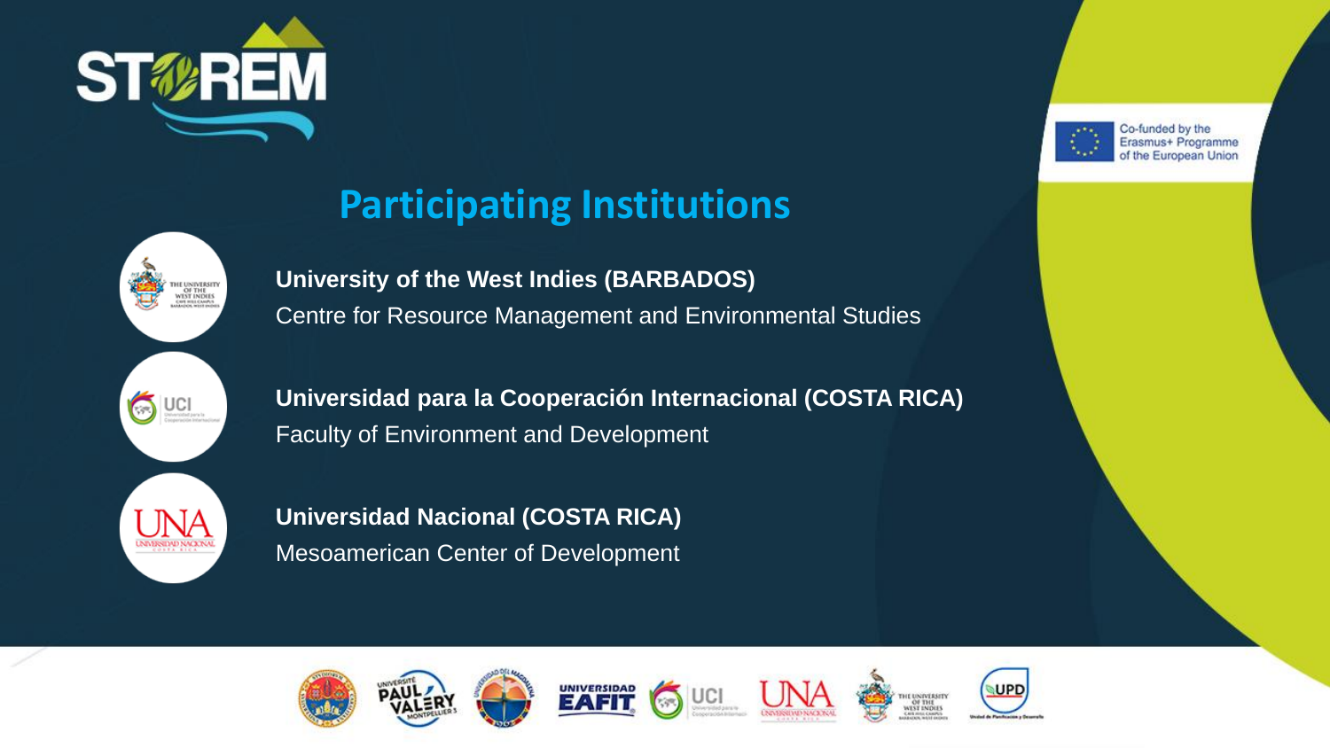## Participating Institutions

**University of the West Indies (BARBADOS)**
Centre for Resource Management and Environmental Studies

**Universidad para la Cooperación Internacional (COSTA RICA)**
Faculty of Environment and Development

**Universidad Nacional (COSTA RICA)**
Mesoamerican Center of Development

Co-funded by the Erasmus+ Programme of the European Union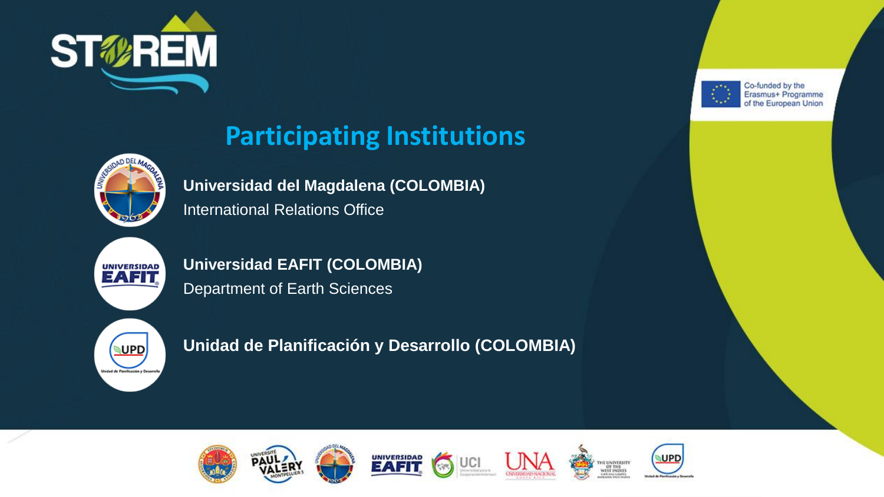## Participating Institutions

**Universidad del Magdalena (COLOMBIA)**
International Relations Office

**Universidad EAFIT (COLOMBIA)**
Department of Earth Sciences

**Unidad de Planificación y Desarrollo (COLOMBIA)**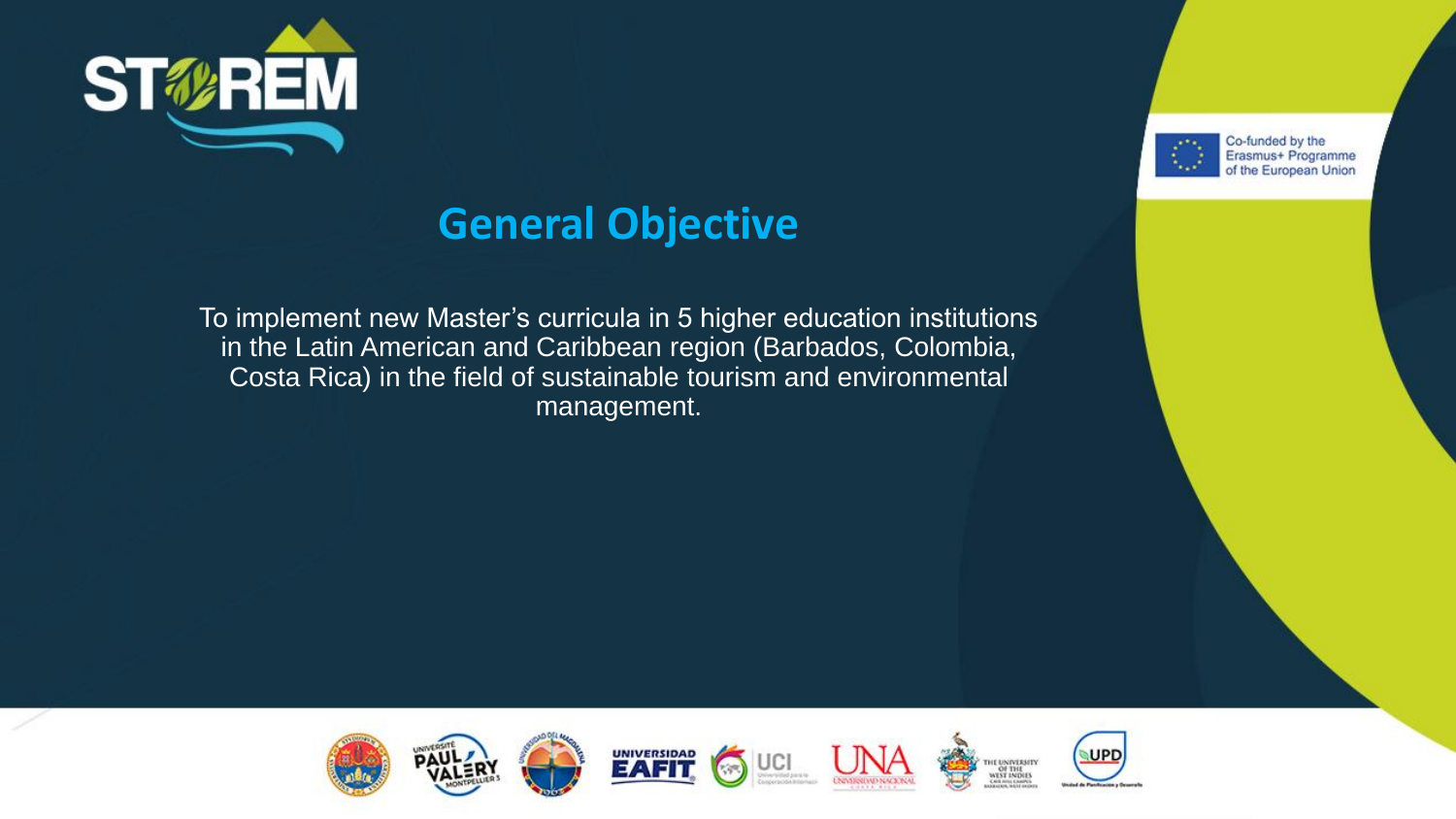## General Objective

To implement new Master's curricula in 5 higher education institutions in the Latin American and Caribbean region (Barbados, Colombia, Costa Rica) in the field of sustainable tourism and environmental management.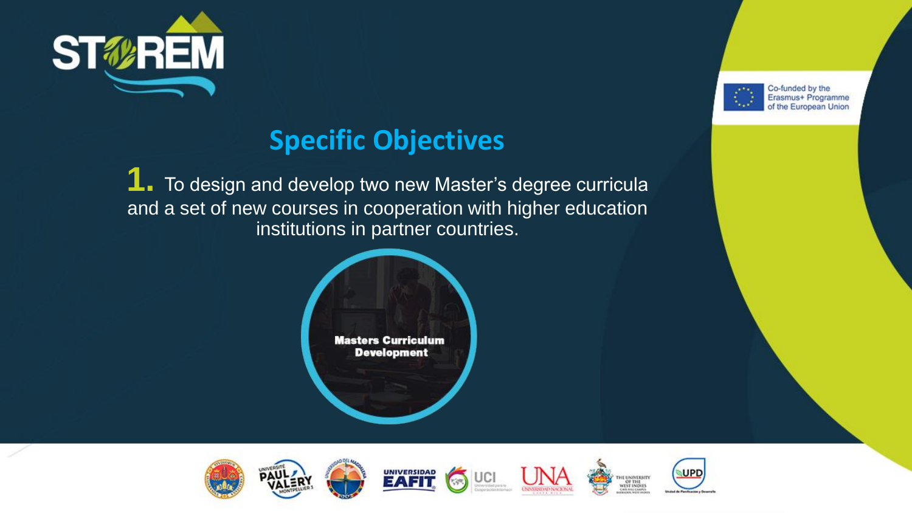## Specific Objectives

**1.** To design and develop two new Master's degree curricula and a set of new courses in cooperation with higher education institutions in partner countries.

**Masters Curriculum Development**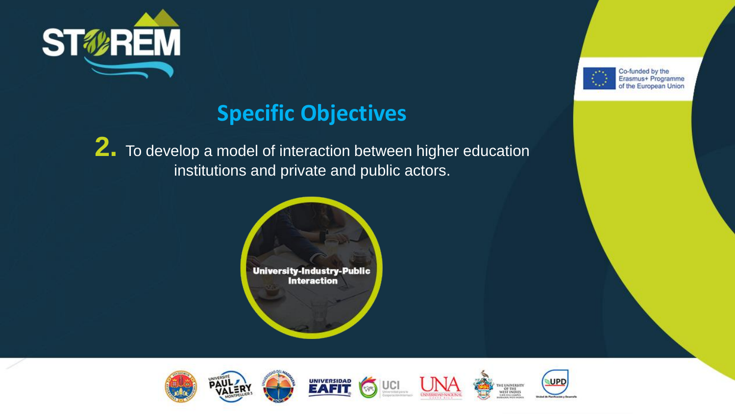## Specific Objectives

**2.** To develop a model of interaction between higher education institutions and private and public actors.

**University-Industry-Public Interaction**

Co-funded by the Erasmus+ Programme of the European Union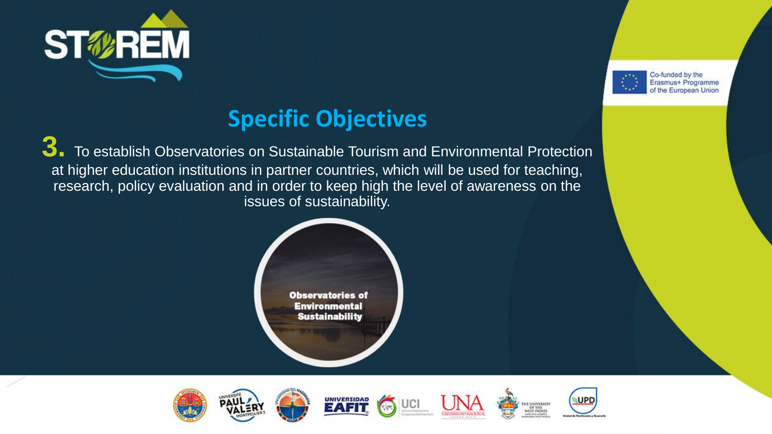## Specific Objectives

**3.** To establish Observatories on Sustainable Tourism and Environmental Protection at higher education institutions in partner countries, which will be used for teaching, research, policy evaluation and in order to keep high the level of awareness on the issues of sustainability.

**Observatories of Environmental Sustainability**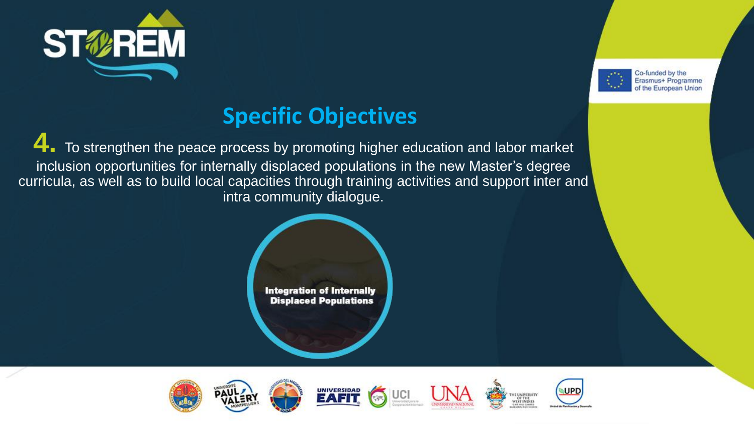## Specific Objectives

**4.** To strengthen the peace process by promoting higher education and labor market inclusion opportunities for internally displaced populations in the new Master's degree curricula, as well as to build local capacities through training activities and support inter and intra community dialogue.

**Integration of Internally Displaced Populations**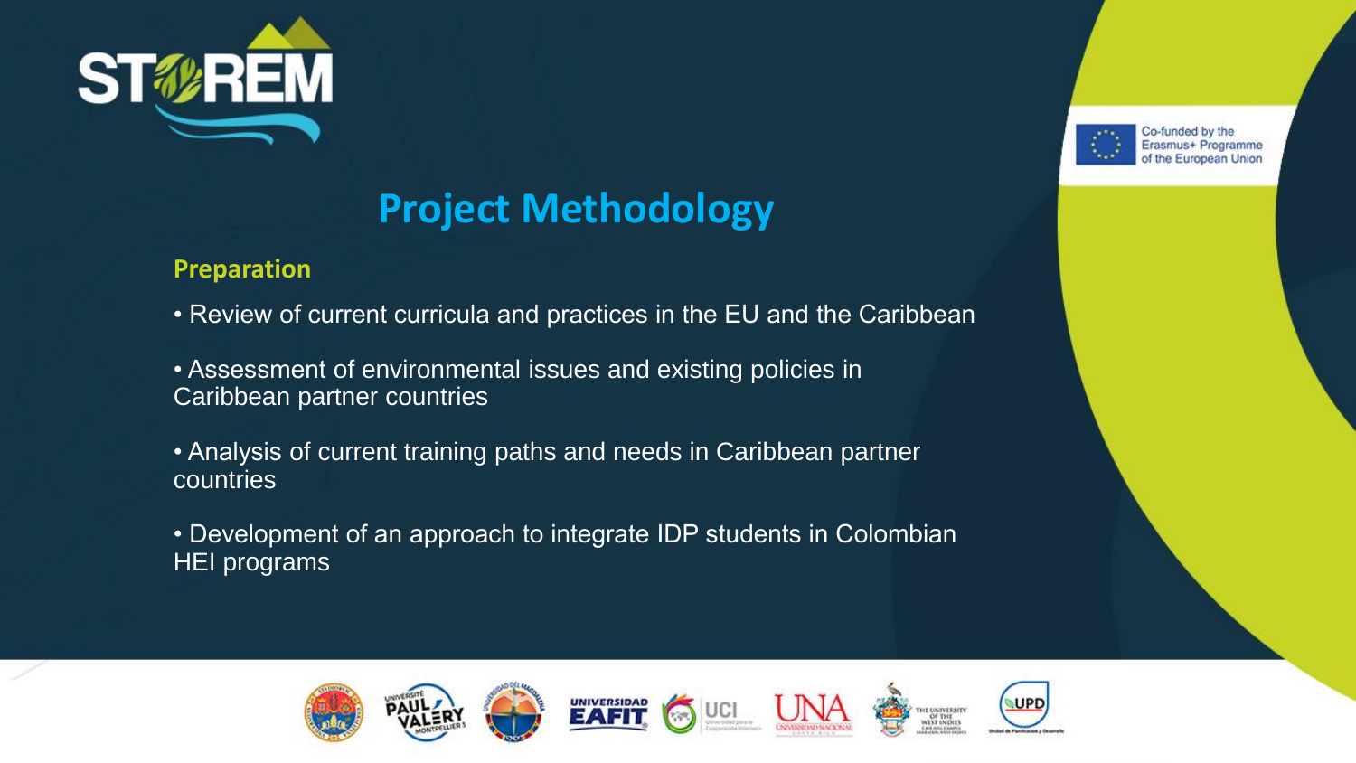# Project Methodology

## Preparation

- Review of current curricula and practices in the EU and the Caribbean
- Assessment of environmental issues and existing policies in Caribbean partner countries
- Analysis of current training paths and needs in Caribbean partner countries
- Development of an approach to integrate IDP students in Colombian HEI programs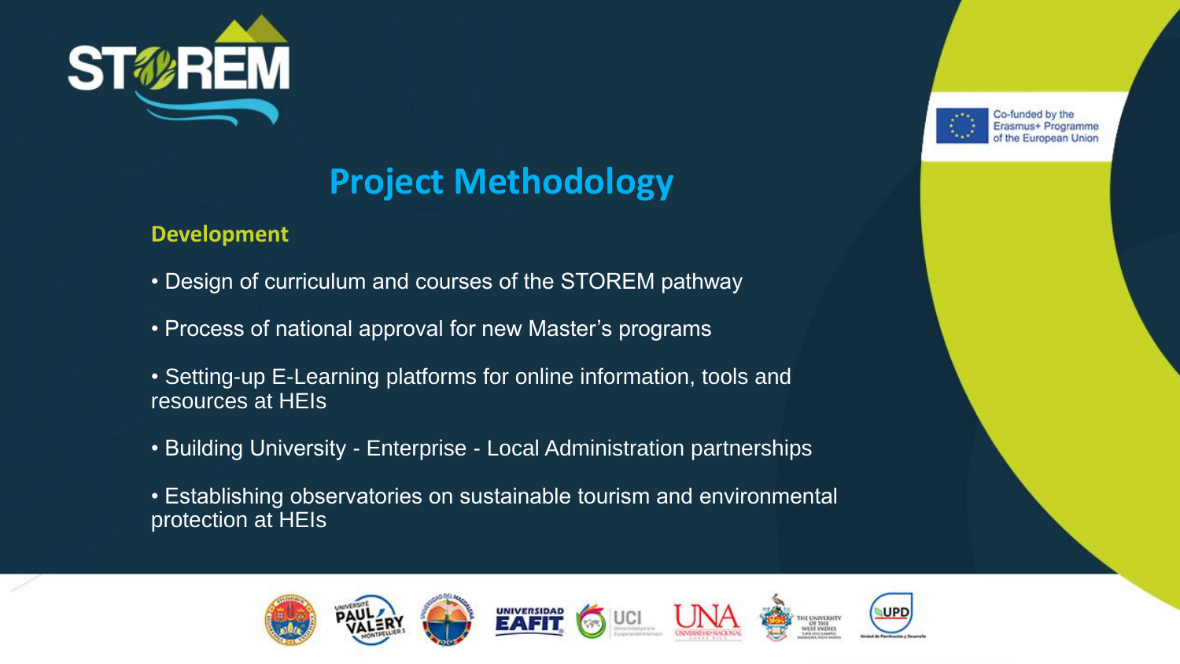# Project Methodology

## Development

- Design of curriculum and courses of the STOREM pathway
- Process of national approval for new Master's programs
- Setting-up E-Learning platforms for online information, tools and resources at HEIs
- Building University - Enterprise - Local Administration partnerships
- Establishing observatories on sustainable tourism and environmental protection at HEIs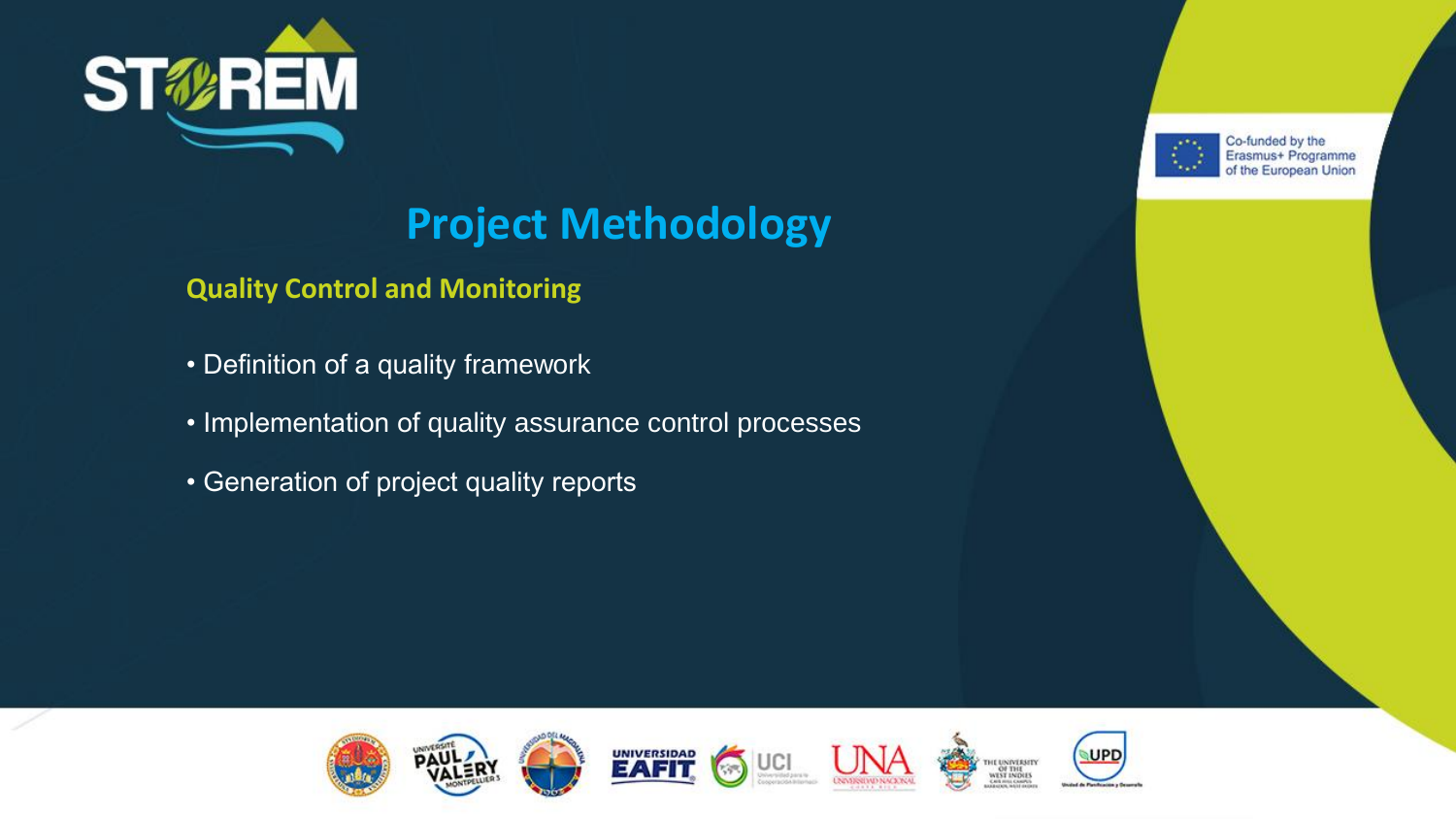# Project Methodology

## Quality Control and Monitoring

- Definition of a quality framework
- Implementation of quality assurance control processes
- Generation of project quality reports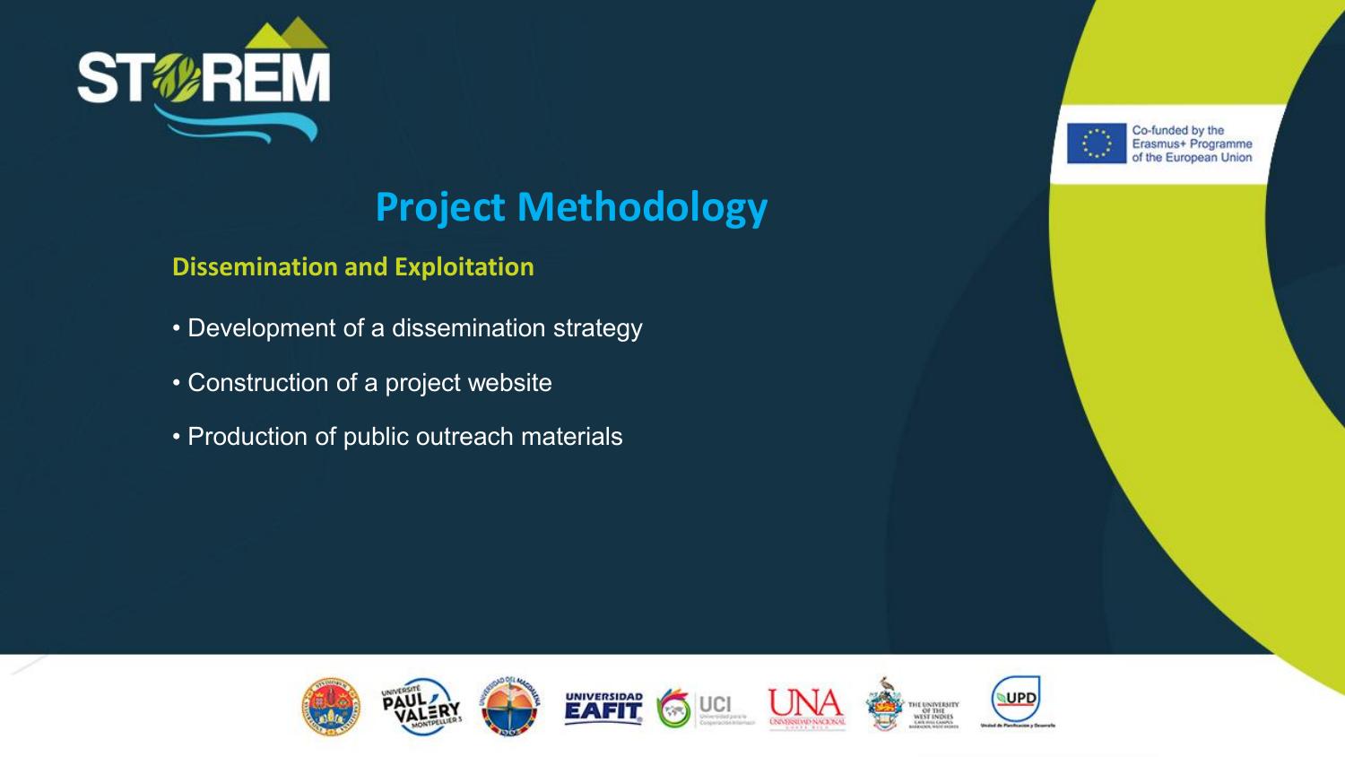## Project Methodology

### Dissemination and Exploitation

- Development of a dissemination strategy
- Construction of a project website
- Production of public outreach materials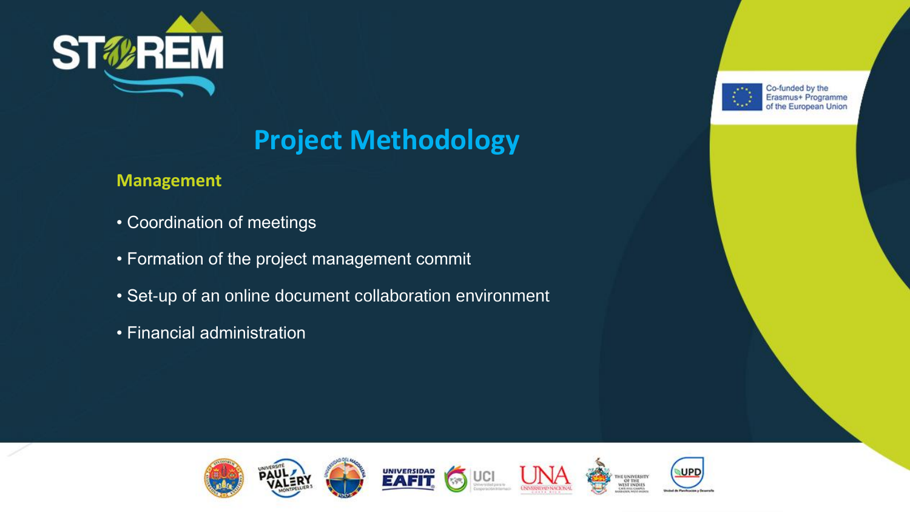# Project Methodology

## Management

- Coordination of meetings
- Formation of the project management commit
- Set-up of an online document collaboration environment
- Financial administration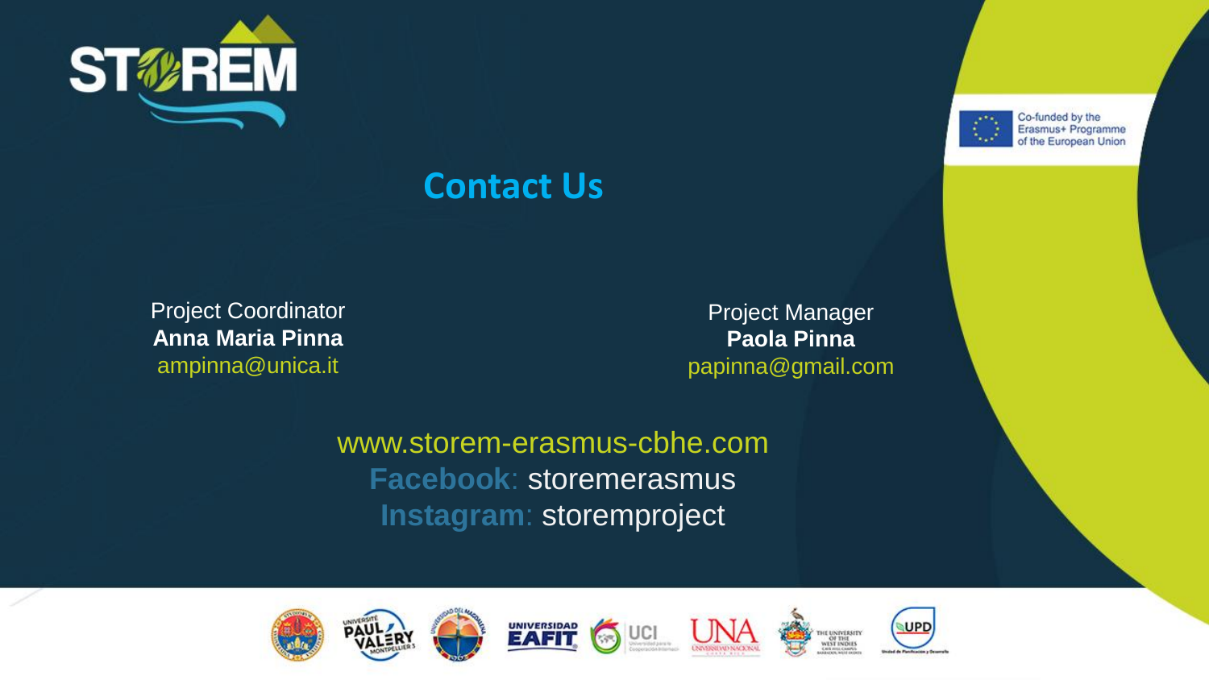# Contact Us

Co-funded by the Erasmus+ Programme of the European Union

Project Coordinator
**Anna Maria Pinna**
ampinna@unica.it

Project Manager
**Paola Pinna**
papinna@gmail.com

www.storem-erasmus-cbhe.com
**Facebook**: storemerasmus
**Instagram**: storemproject